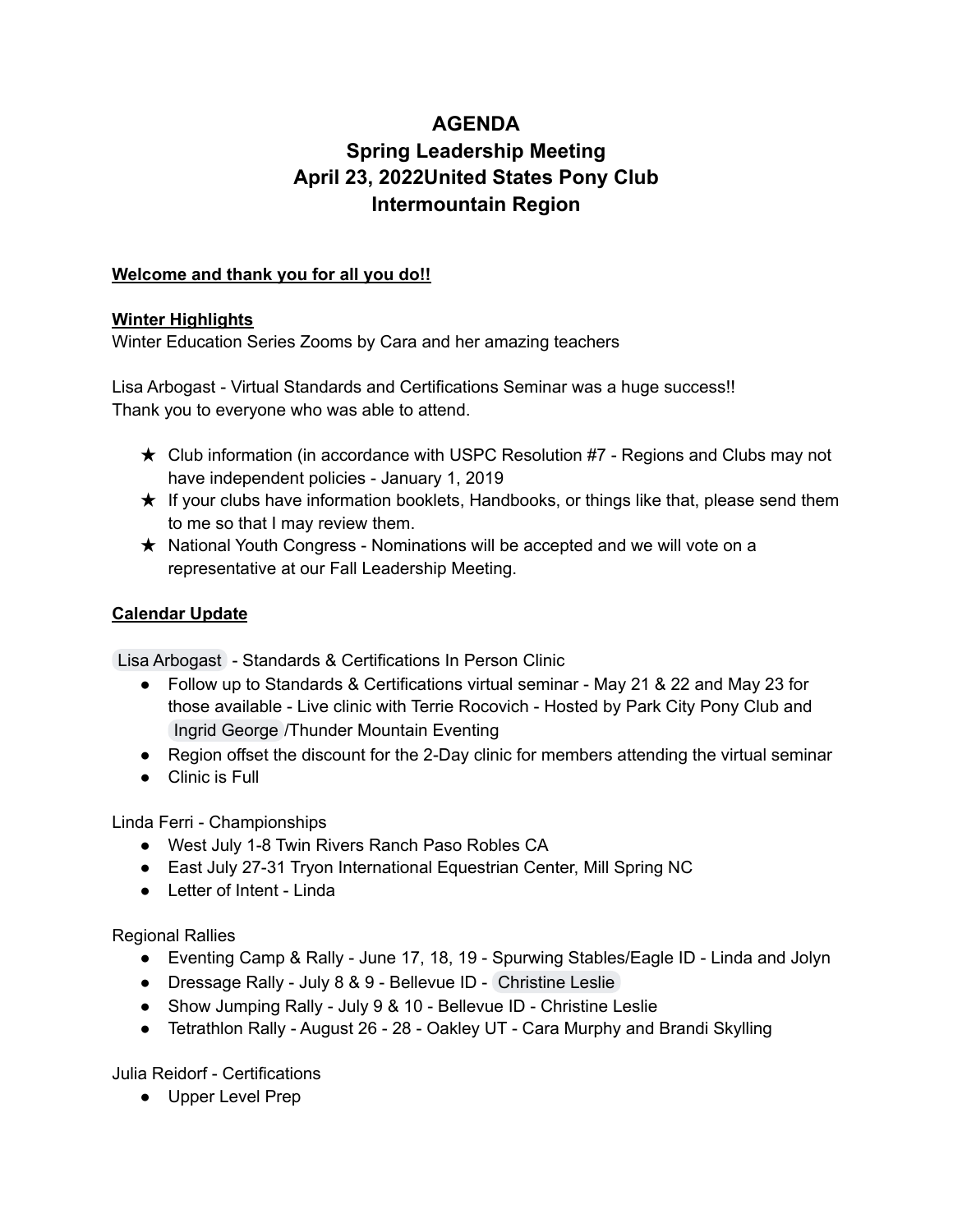# AGENDA
# Spring Leadership Meeting
# April 23, 2022United States Pony Club
# Intermountain Region

**Welcome and thank you for all you do!!**

**Winter Highlights**

Winter Education Series Zooms by Cara and her amazing teachers

Lisa Arbogast - Virtual Standards and Certifications Seminar was a huge success!!
Thank you to everyone who was able to attend.

- ★ Club information (in accordance with USPC Resolution #7 - Regions and Clubs may not have independent policies - January 1, 2019
- ★ If your clubs have information booklets, Handbooks, or things like that, please send them to me so that I may review them.
- ★ National Youth Congress - Nominations will be accepted and we will vote on a representative at our Fall Leadership Meeting.

**Calendar Update**

Lisa Arbogast - Standards & Certifications In Person Clinic

- Follow up to Standards & Certifications virtual seminar - May 21 & 22 and May 23 for those available - Live clinic with Terrie Rocovich - Hosted by Park City Pony Club and Ingrid George /Thunder Mountain Eventing
- Region offset the discount for the 2-Day clinic for members attending the virtual seminar
- Clinic is Full

Linda Ferri - Championships

- West July 1-8 Twin Rivers Ranch Paso Robles CA
- East July 27-31 Tryon International Equestrian Center, Mill Spring NC
- Letter of Intent - Linda

Regional Rallies

- Eventing Camp & Rally - June 17, 18, 19 - Spurwing Stables/Eagle ID - Linda and Jolyn
- Dressage Rally - July 8 & 9 - Bellevue ID - Christine Leslie
- Show Jumping Rally - July 9 & 10 - Bellevue ID - Christine Leslie
- Tetrathlon Rally - August 26 - 28 - Oakley UT - Cara Murphy and Brandi Skylling

Julia Reidorf - Certifications

- Upper Level Prep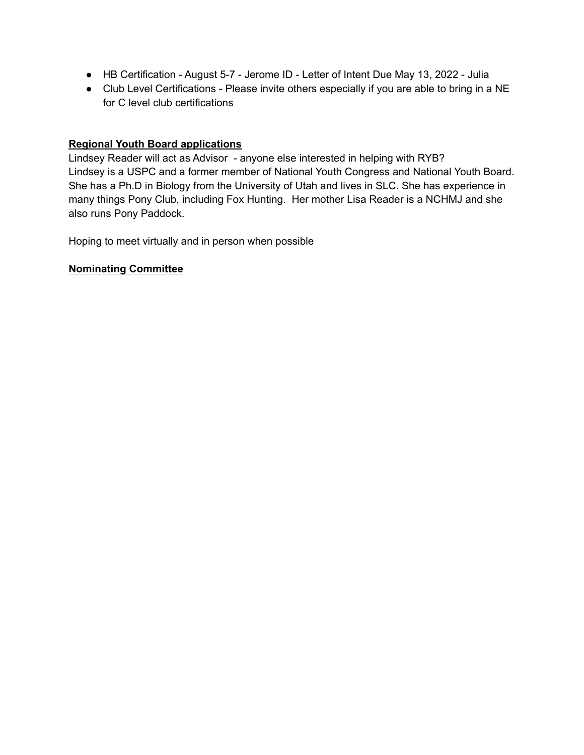- HB Certification - August 5-7 - Jerome ID - Letter of Intent Due May 13, 2022 - Julia
- Club Level Certifications - Please invite others especially if you are able to bring in a NE for C level club certifications

**Regional Youth Board applications**

Lindsey Reader will act as Advisor - anyone else interested in helping with RYB?
Lindsey is a USPC and a former member of National Youth Congress and National Youth Board. She has a Ph.D in Biology from the University of Utah and lives in SLC. She has experience in many things Pony Club, including Fox Hunting. Her mother Lisa Reader is a NCHMJ and she also runs Pony Paddock.

Hoping to meet virtually and in person when possible

**Nominating Committee**